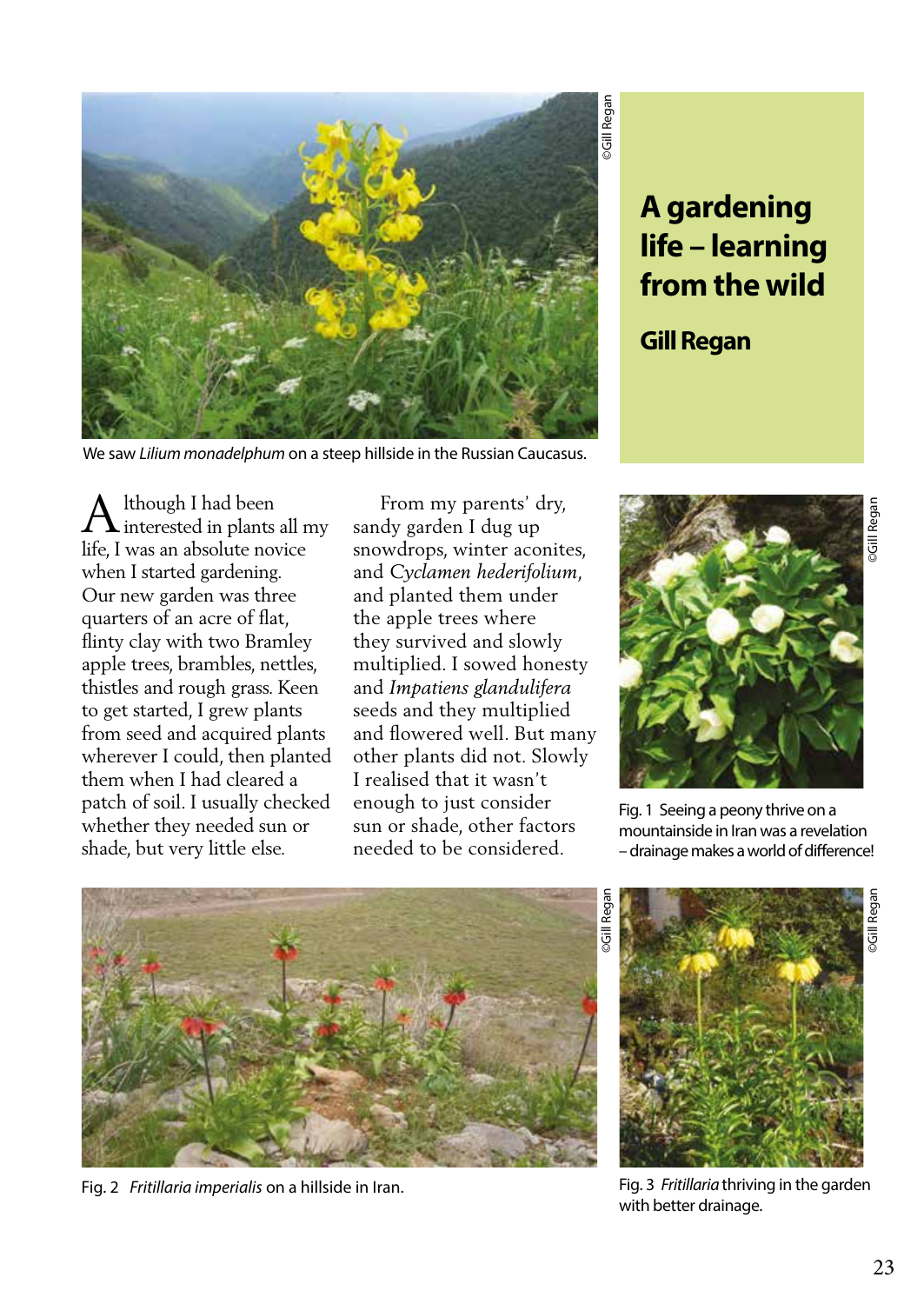# A gardening life – learning from the wild

## Gill Regan

We saw *Lilium monadelphum* on a steep hillside in the Russian Caucasus.

Although I had been interested in plants all my life, I was an absolute novice when I started gardening. Our new garden was three quarters of an acre of flat, flinty clay with two Bramley apple trees, brambles, nettles, thistles and rough grass. Keen to get started, I grew plants from seed and acquired plants wherever I could, then planted them when I had cleared a patch of soil. I usually checked whether they needed sun or shade, but very little else.

From my parents' dry, sandy garden I dug up snowdrops, winter aconites, and *Cyclamen hederifolium*, and planted them under the apple trees where they survived and slowly multiplied. I sowed honesty and *Impatiens glandulifera* seeds and they multiplied and flowered well. But many other plants did not. Slowly I realised that it wasn't enough to just consider sun or shade, other factors needed to be considered.

Fig. 1 Seeing a peony thrive on a mountainside in Iran was a revelation – drainage makes a world of difference!

Fig. 2 *Fritillaria imperialis* on a hillside in Iran.

Fig. 3 *Fritillaria* thriving in the garden with better drainage.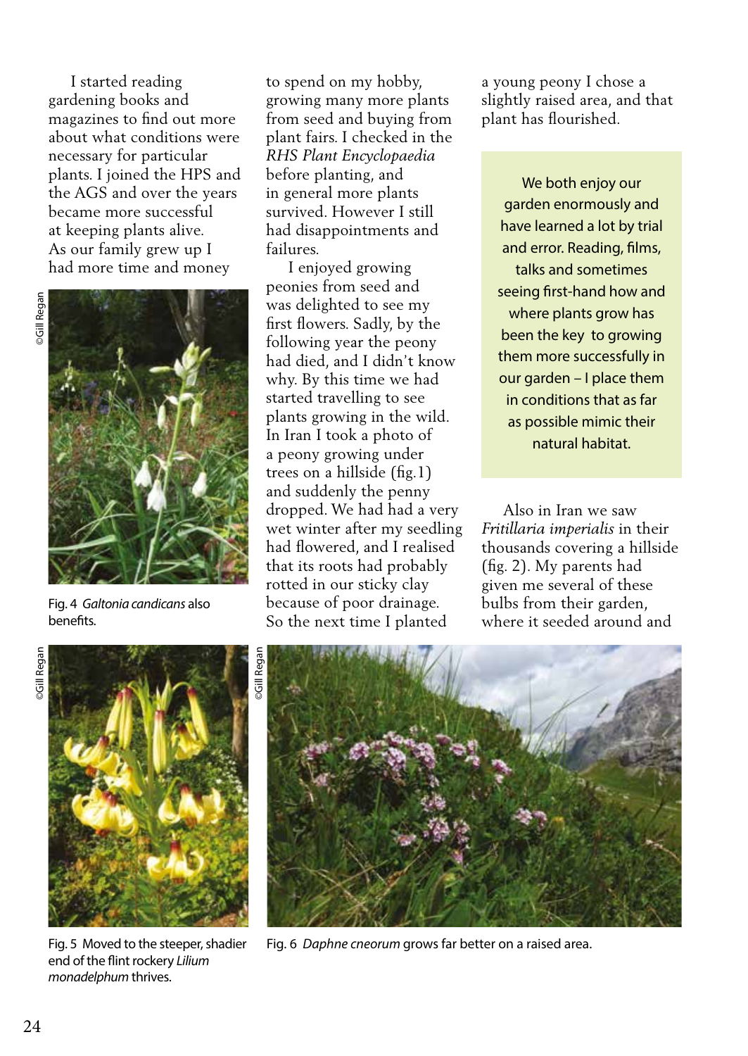I started reading gardening books and magazines to find out more about what conditions were necessary for particular plants. I joined the HPS and the AGS and over the years became more successful at keeping plants alive. As our family grew up I had more time and money to spend on my hobby, growing many more plants from seed and buying from plant fairs. I checked in the *RHS Plant Encyclopaedia* before planting, and in general more plants survived. However I still had disappointments and failures.

I enjoyed growing peonies from seed and was delighted to see my first flowers. Sadly, by the following year the peony had died, and I didn't know why. By this time we had started travelling to see plants growing in the wild. In Iran I took a photo of a peony growing under trees on a hillside (fig.1) and suddenly the penny dropped. We had had a very wet winter after my seedling had flowered, and I realised that its roots had probably rotted in our sticky clay because of poor drainage. So the next time I planted a young peony I chose a slightly raised area, and that plant has flourished.

> We both enjoy our garden enormously and have learned a lot by trial and error. Reading, films, talks and sometimes seeing first-hand how and where plants grow has been the key to growing them more successfully in our garden – I place them in conditions that as far as possible mimic their natural habitat.

Also in Iran we saw *Fritillaria imperialis* in their thousands covering a hillside (fig. 2). My parents had given me several of these bulbs from their garden, where it seeded around and

©Gill Regan

Fig. 4 *Galtonia candicans* also benefits.

©Gill Regan

Fig. 5 Moved to the steeper, shadier end of the flint rockery *Lilium monadelphum* thrives.

©Gill Regan

Fig. 6 *Daphne cneorum* grows far better on a raised area.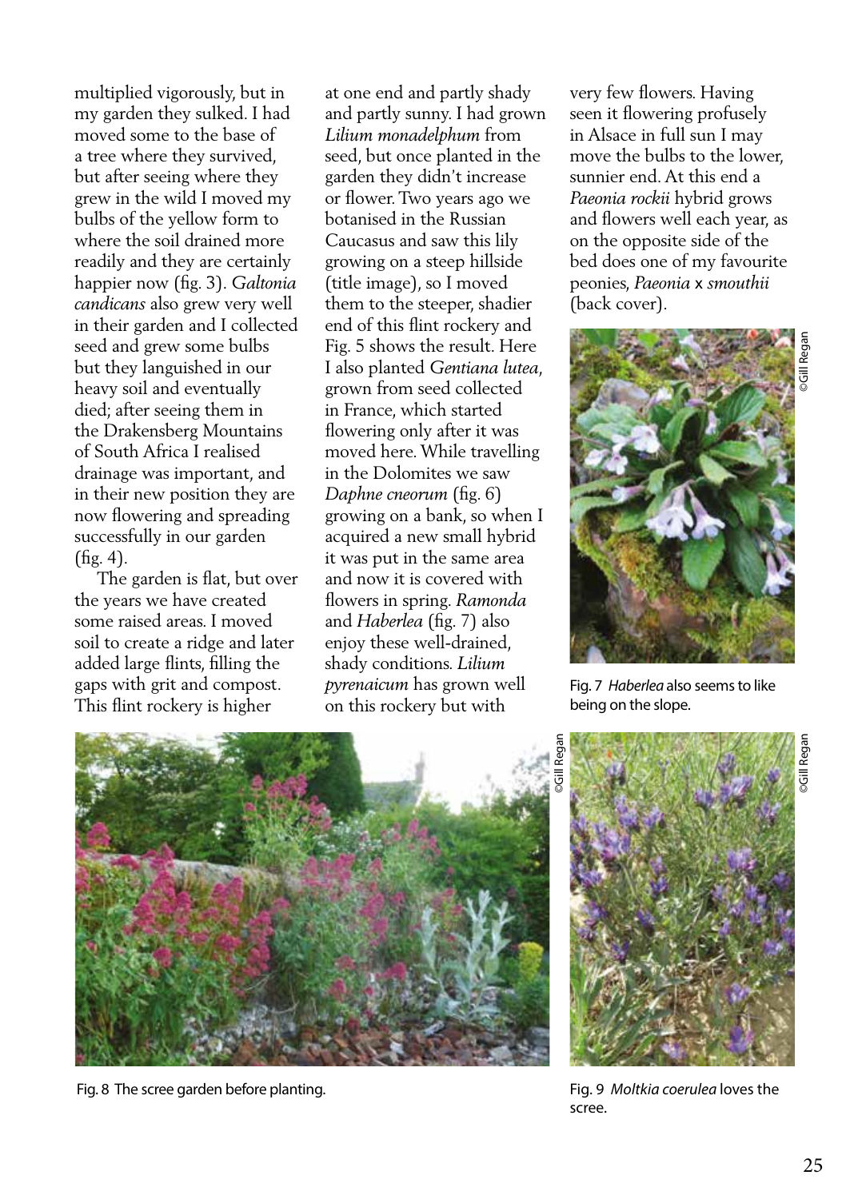multiplied vigorously, but in my garden they sulked. I had moved some to the base of a tree where they survived, but after seeing where they grew in the wild I moved my bulbs of the yellow form to where the soil drained more readily and they are certainly happier now (fig. 3). *Galtonia candicans* also grew very well in their garden and I collected seed and grew some bulbs but they languished in our heavy soil and eventually died; after seeing them in the Drakensberg Mountains of South Africa I realised drainage was important, and in their new position they are now flowering and spreading successfully in our garden (fig. 4).

The garden is flat, but over the years we have created some raised areas. I moved soil to create a ridge and later added large flints, filling the gaps with grit and compost. This flint rockery is higher at one end and partly shady and partly sunny. I had grown *Lilium monadelphum* from seed, but once planted in the garden they didn't increase or flower. Two years ago we botanised in the Russian Caucasus and saw this lily growing on a steep hillside (title image), so I moved them to the steeper, shadier end of this flint rockery and Fig. 5 shows the result. Here I also planted *Gentiana lutea*, grown from seed collected in France, which started flowering only after it was moved here. While travelling in the Dolomites we saw *Daphne cneorum* (fig. 6) growing on a bank, so when I acquired a new small hybrid it was put in the same area and now it is covered with flowers in spring. *Ramonda* and *Haberlea* (fig. 7) also enjoy these well-drained, shady conditions. *Lilium pyrenaicum* has grown well on this rockery but with very few flowers. Having seen it flowering profusely in Alsace in full sun I may move the bulbs to the lower, sunnier end. At this end a *Paeonia rockii* hybrid grows and flowers well each year, as on the opposite side of the bed does one of my favourite peonies, *Paeonia* x *smouthii* (back cover).

©Gill Regan

Fig. 7 *Haberlea* also seems to like being on the slope.

©Gill Regan

Fig. 8 The scree garden before planting.

©Gill Regan

Fig. 9 *Moltkia coerulea* loves the scree.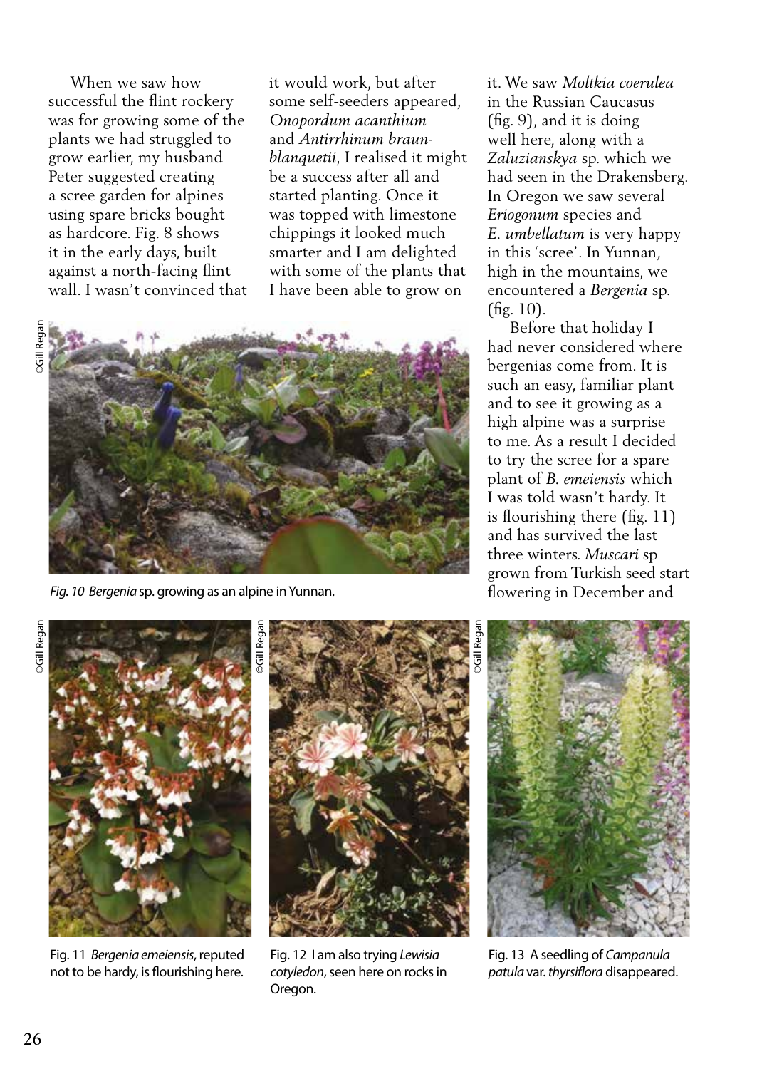When we saw how successful the flint rockery was for growing some of the plants we had struggled to grow earlier, my husband Peter suggested creating a scree garden for alpines using spare bricks bought as hardcore. Fig. 8 shows it in the early days, built against a north-facing flint wall. I wasn't convinced that it would work, but after some self-seeders appeared, *Onopordum acanthium* and *Antirrhinum braun-blanquetii*, I realised it might be a success after all and started planting. Once it was topped with limestone chippings it looked much smarter and I am delighted with some of the plants that I have been able to grow on it. We saw *Moltkia coerulea* in the Russian Caucasus (fig. 9), and it is doing well here, along with a *Zaluzianskya* sp. which we had seen in the Drakensberg. In Oregon we saw several *Eriogonum* species and *E. umbellatum* is very happy in this 'scree'. In Yunnan, high in the mountains, we encountered a *Bergenia* sp. (fig. 10).

Before that holiday I had never considered where bergenias come from. It is such an easy, familiar plant and to see it growing as a high alpine was a surprise to me. As a result I decided to try the scree for a spare plant of *B. emeiensis* which I was told wasn't hardy. It is flourishing there (fig. 11) and has survived the last three winters. *Muscari* sp grown from Turkish seed start flowering in December and

©Gill Regan

*Fig. 10 Bergenia* sp. growing as an alpine in Yunnan.

©Gill Regan

Fig. 11 *Bergenia emeiensis*, reputed not to be hardy, is flourishing here.

©Gill Regan

Fig. 12 I am also trying *Lewisia cotyledon*, seen here on rocks in Oregon.

©Gill Regan

Fig. 13 A seedling of *Campanula patula* var. *thyrsiflora* disappeared.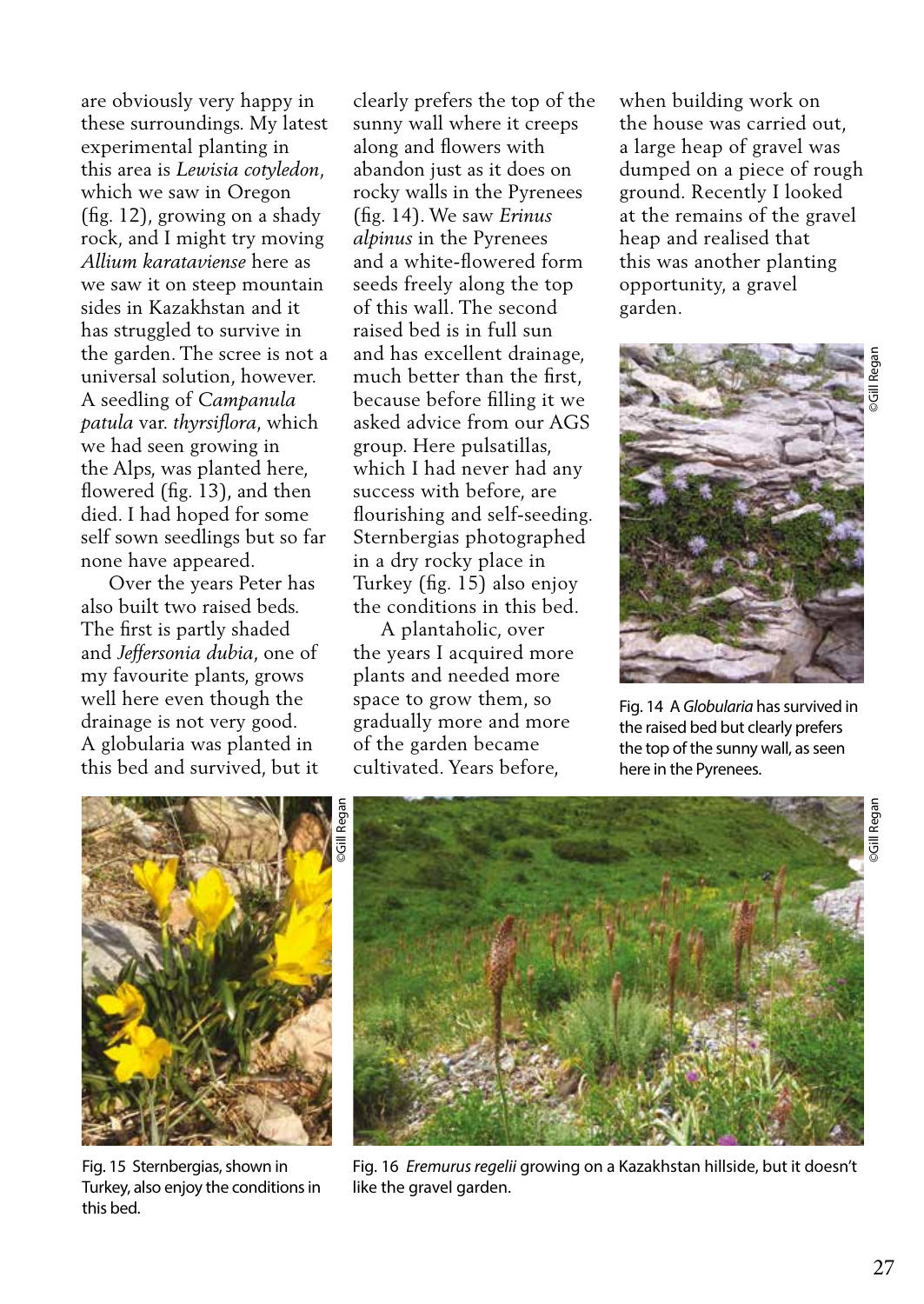are obviously very happy in these surroundings. My latest experimental planting in this area is *Lewisia cotyledon*, which we saw in Oregon (fig. 12), growing on a shady rock, and I might try moving *Allium karataviense* here as we saw it on steep mountain sides in Kazakhstan and it has struggled to survive in the garden. The scree is not a universal solution, however. A seedling of C*ampanula patula* var. *thyrsiflora*, which we had seen growing in the Alps, was planted here, flowered (fig. 13), and then died. I had hoped for some self sown seedlings but so far none have appeared.

Over the years Peter has also built two raised beds. The first is partly shaded and *Jeffersonia dubia*, one of my favourite plants, grows well here even though the drainage is not very good. A globularia was planted in this bed and survived, but it clearly prefers the top of the sunny wall where it creeps along and flowers with abandon just as it does on rocky walls in the Pyrenees (fig. 14). We saw *Erinus alpinus* in the Pyrenees and a white-flowered form seeds freely along the top of this wall. The second raised bed is in full sun and has excellent drainage, much better than the first, because before filling it we asked advice from our AGS group. Here pulsatillas, which I had never had any success with before, are flourishing and self-seeding. Sternbergias photographed in a dry rocky place in Turkey (fig. 15) also enjoy the conditions in this bed.

A plantaholic, over the years I acquired more plants and needed more space to grow them, so gradually more and more of the garden became cultivated. Years before, when building work on the house was carried out, a large heap of gravel was dumped on a piece of rough ground. Recently I looked at the remains of the gravel heap and realised that this was another planting opportunity, a gravel garden.

Fig. 14 A *Globularia* has survived in the raised bed but clearly prefers the top of the sunny wall, as seen here in the Pyrenees.

Fig. 15 Sternbergias, shown in Turkey, also enjoy the conditions in this bed.

Fig. 16 *Eremurus regelii* growing on a Kazakhstan hillside, but it doesn't like the gravel garden.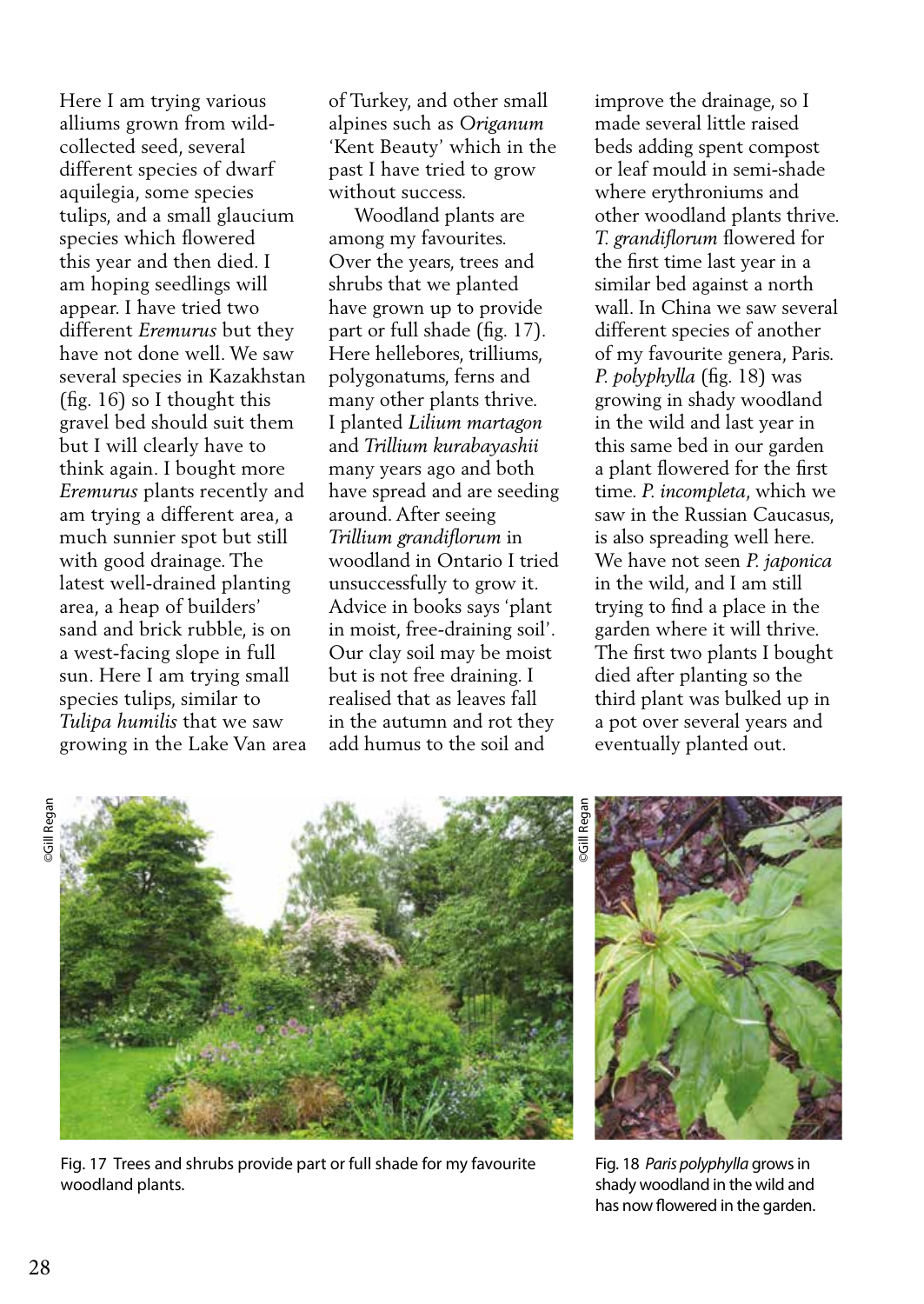Here I am trying various alliums grown from wild-collected seed, several different species of dwarf aquilegia, some species tulips, and a small glaucium species which flowered this year and then died. I am hoping seedlings will appear. I have tried two different *Eremurus* but they have not done well. We saw several species in Kazakhstan (fig. 16) so I thought this gravel bed should suit them but I will clearly have to think again. I bought more *Eremurus* plants recently and am trying a different area, a much sunnier spot but still with good drainage. The latest well-drained planting area, a heap of builders' sand and brick rubble, is on a west-facing slope in full sun. Here I am trying small species tulips, similar to *Tulipa humilis* that we saw growing in the Lake Van area of Turkey, and other small alpines such as *Origanum* 'Kent Beauty' which in the past I have tried to grow without success.

Woodland plants are among my favourites. Over the years, trees and shrubs that we planted have grown up to provide part or full shade (fig. 17). Here hellebores, trilliums, polygonatums, ferns and many other plants thrive. I planted *Lilium martagon* and *Trillium kurabayashii* many years ago and both have spread and are seeding around. After seeing *Trillium grandiflorum* in woodland in Ontario I tried unsuccessfully to grow it. Advice in books says 'plant in moist, free-draining soil'. Our clay soil may be moist but is not free draining. I realised that as leaves fall in the autumn and rot they add humus to the soil and improve the drainage, so I made several little raised beds adding spent compost or leaf mould in semi-shade where erythroniums and other woodland plants thrive. *T. grandiflorum* flowered for the first time last year in a similar bed against a north wall. In China we saw several different species of another of my favourite genera, Paris. *P. polyphylla* (fig. 18) was growing in shady woodland in the wild and last year in this same bed in our garden a plant flowered for the first time. *P. incompleta*, which we saw in the Russian Caucasus, is also spreading well here. We have not seen *P. japonica* in the wild, and I am still trying to find a place in the garden where it will thrive. The first two plants I bought died after planting so the third plant was bulked up in a pot over several years and eventually planted out.

©Gill Regan

Fig. 17 Trees and shrubs provide part or full shade for my favourite woodland plants.

©Gill Regan

Fig. 18 *Paris polyphylla* grows in shady woodland in the wild and has now flowered in the garden.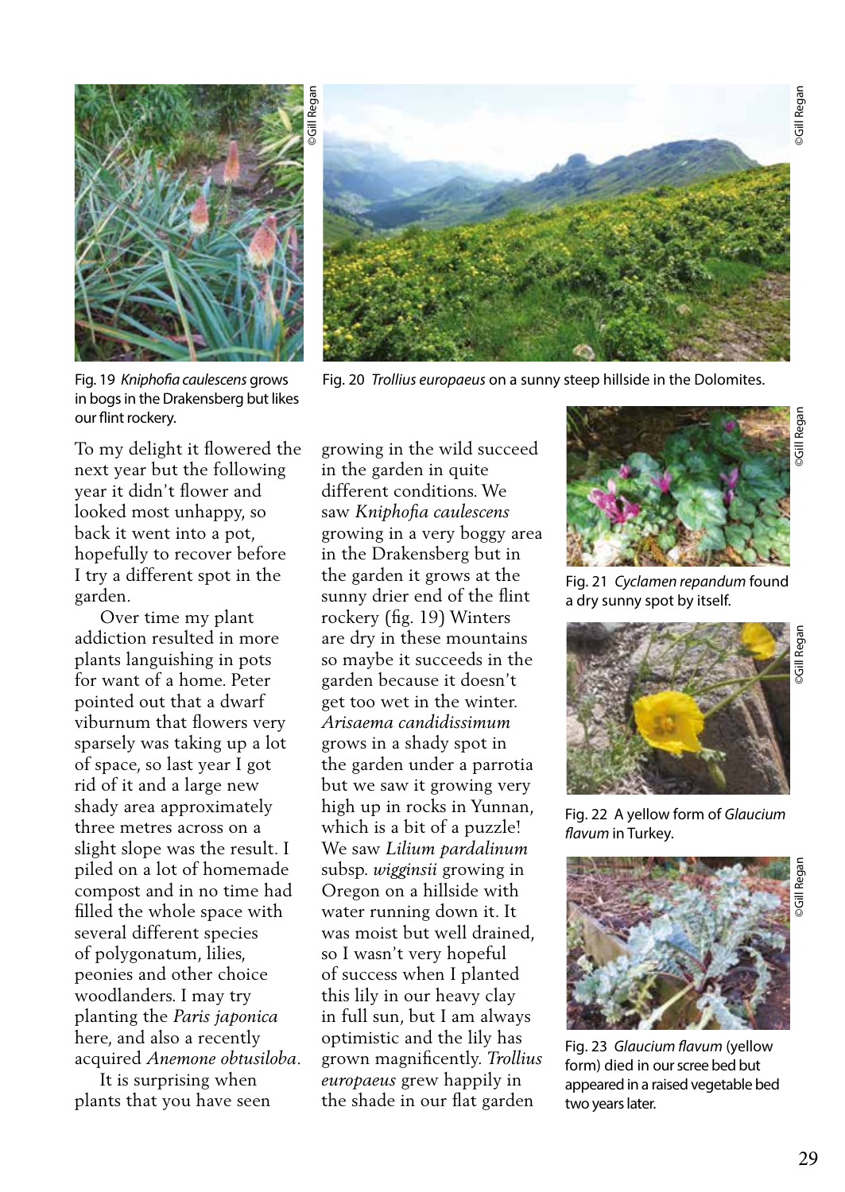Fig. 19 *Kniphofia caulescens* grows in bogs in the Drakensberg but likes our flint rockery.

Fig. 20 *Trollius europaeus* on a sunny steep hillside in the Dolomites.

To my delight it flowered the next year but the following year it didn't flower and looked most unhappy, so back it went into a pot, hopefully to recover before I try a different spot in the garden.

Over time my plant addiction resulted in more plants languishing in pots for want of a home. Peter pointed out that a dwarf viburnum that flowers very sparsely was taking up a lot of space, so last year I got rid of it and a large new shady area approximately three metres across on a slight slope was the result. I piled on a lot of homemade compost and in no time had filled the whole space with several different species of polygonatum, lilies, peonies and other choice woodlanders. I may try planting the *Paris japonica* here, and also a recently acquired *Anemone obtusiloba*.

It is surprising when plants that you have seen growing in the wild succeed in the garden in quite different conditions. We saw *Kniphofia caulescens* growing in a very boggy area in the Drakensberg but in the garden it grows at the sunny drier end of the flint rockery (fig. 19) Winters are dry in these mountains so maybe it succeeds in the garden because it doesn't get too wet in the winter. *Arisaema candidissimum* grows in a shady spot in the garden under a parrotia but we saw it growing very high up in rocks in Yunnan, which is a bit of a puzzle! We saw *Lilium pardalinum* subsp. *wigginsii* growing in Oregon on a hillside with water running down it. It was moist but well drained, so I wasn't very hopeful of success when I planted this lily in our heavy clay in full sun, but I am always optimistic and the lily has grown magnificently. *Trollius europaeus* grew happily in the shade in our flat garden

Fig. 21 *Cyclamen repandum* found a dry sunny spot by itself.

Fig. 22 A yellow form of *Glaucium flavum* in Turkey.

Fig. 23 *Glaucium flavum* (yellow form) died in our scree bed but appeared in a raised vegetable bed two years later.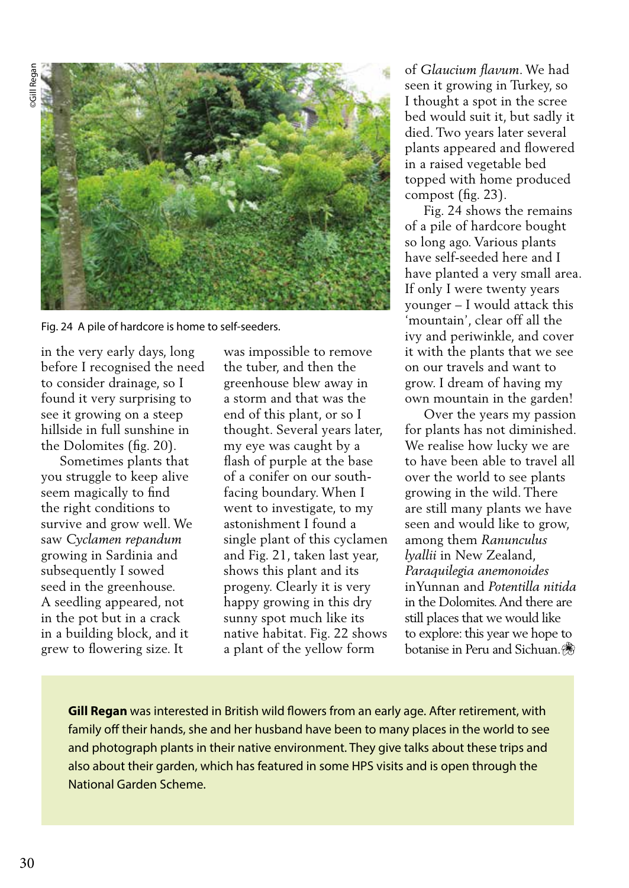Fig. 24 A pile of hardcore is home to self-seeders.

in the very early days, long before I recognised the need to consider drainage, so I found it very surprising to see it growing on a steep hillside in full sunshine in the Dolomites (fig. 20).

Sometimes plants that you struggle to keep alive seem magically to find the right conditions to survive and grow well. We saw *Cyclamen repandum* growing in Sardinia and subsequently I sowed seed in the greenhouse. A seedling appeared, not in the pot but in a crack in a building block, and it grew to flowering size. It was impossible to remove the tuber, and then the greenhouse blew away in a storm and that was the end of this plant, or so I thought. Several years later, my eye was caught by a flash of purple at the base of a conifer on our south-facing boundary. When I went to investigate, to my astonishment I found a single plant of this cyclamen and Fig. 21, taken last year, shows this plant and its progeny. Clearly it is very happy growing in this dry sunny spot much like its native habitat. Fig. 22 shows a plant of the yellow form of *Glaucium flavum*. We had seen it growing in Turkey, so I thought a spot in the scree bed would suit it, but sadly it died. Two years later several plants appeared and flowered in a raised vegetable bed topped with home produced compost (fig. 23).

Fig. 24 shows the remains of a pile of hardcore bought so long ago. Various plants have self-seeded here and I have planted a very small area. If only I were twenty years younger – I would attack this 'mountain', clear off all the ivy and periwinkle, and cover it with the plants that we see on our travels and want to grow. I dream of having my own mountain in the garden!

Over the years my passion for plants has not diminished. We realise how lucky we are to have been able to travel all over the world to see plants growing in the wild. There are still many plants we have seen and would like to grow, among them *Ranunculus lyallii* in New Zealand, *Paraquilegia anemonoides* inYunnan and *Potentilla nitida* in the Dolomites. And there are still places that we would like to explore: this year we hope to botanise in Peru and Sichuan.

**Gill Regan** was interested in British wild flowers from an early age. After retirement, with family off their hands, she and her husband have been to many places in the world to see and photograph plants in their native environment. They give talks about these trips and also about their garden, which has featured in some HPS visits and is open through the National Garden Scheme.